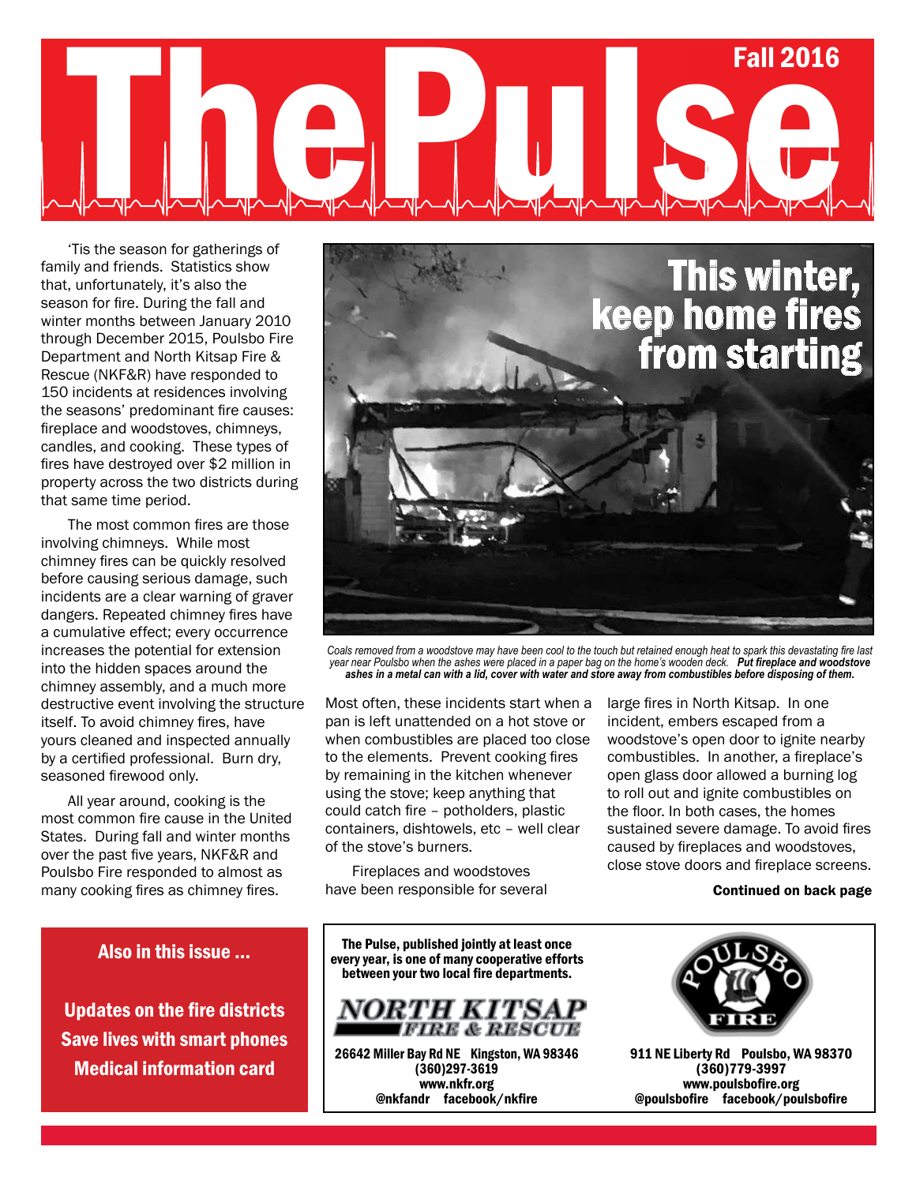# The Pulse

Fall 2016

## This winter, keep home fires from starting

'Tis the season for gatherings of family and friends. Statistics show that, unfortunately, it's also the season for fire. During the fall and winter months between January 2010 through December 2015, Poulsbo Fire Department and North Kitsap Fire & Rescue (NKF&R) have responded to 150 incidents at residences involving the seasons' predominant fire causes: fireplace and woodstoves, chimneys, candles, and cooking. These types of fires have destroyed over $2 million in property across the two districts during that same time period.

The most common fires are those involving chimneys. While most chimney fires can be quickly resolved before causing serious damage, such incidents are a clear warning of graver dangers. Repeated chimney fires have a cumulative effect; every occurrence increases the potential for extension into the hidden spaces around the chimney assembly, and a much more destructive event involving the structure itself. To avoid chimney fires, have yours cleaned and inspected annually by a certified professional. Burn dry, seasoned firewood only.

All year around, cooking is the most common fire cause in the United States. During fall and winter months over the past five years, NKF&R and Poulsbo Fire responded to almost as many cooking fires as chimney fires.

*Coals removed from a woodstove may have been cool to the touch but retained enough heat to spark this devastating fire last year near Poulsbo when the ashes were placed in a paper bag on the home's wooden deck.* ***Put fireplace and woodstove ashes in a metal can with a lid, cover with water and store away from combustibles before disposing of them.***

Most often, these incidents start when a pan is left unattended on a hot stove or when combustibles are placed too close to the elements. Prevent cooking fires by remaining in the kitchen whenever using the stove; keep anything that could catch fire – potholders, plastic containers, dishtowels, etc – well clear of the stove's burners.

Fireplaces and woodstoves have been responsible for several large fires in North Kitsap. In one incident, embers escaped from a woodstove's open door to ignite nearby combustibles. In another, a fireplace's open glass door allowed a burning log to roll out and ignite combustibles on the floor. In both cases, the homes sustained severe damage. To avoid fires caused by fireplaces and woodstoves, close stove doors and fireplace screens.

**Continued on back page**

### Also in this issue ...

**Updates on the fire districts**
**Save lives with smart phones**
**Medical information card**

**The Pulse, published jointly at least once every year, is one of many cooperative efforts between your two local fire departments.**

**NORTH KITSAP FIRE & RESCUE**
**26642 Miller Bay Rd NE Kingston, WA 98346**
**(360)297-3619**
**www.nkfr.org**
**@nkfandr facebook/nkfire**

**POULSBO FIRE**
**911 NE Liberty Rd Poulsbo, WA 98370**
**(360)779-3997**
**www.poulsbofire.org**
**@poulsbofire facebook/poulsbofire**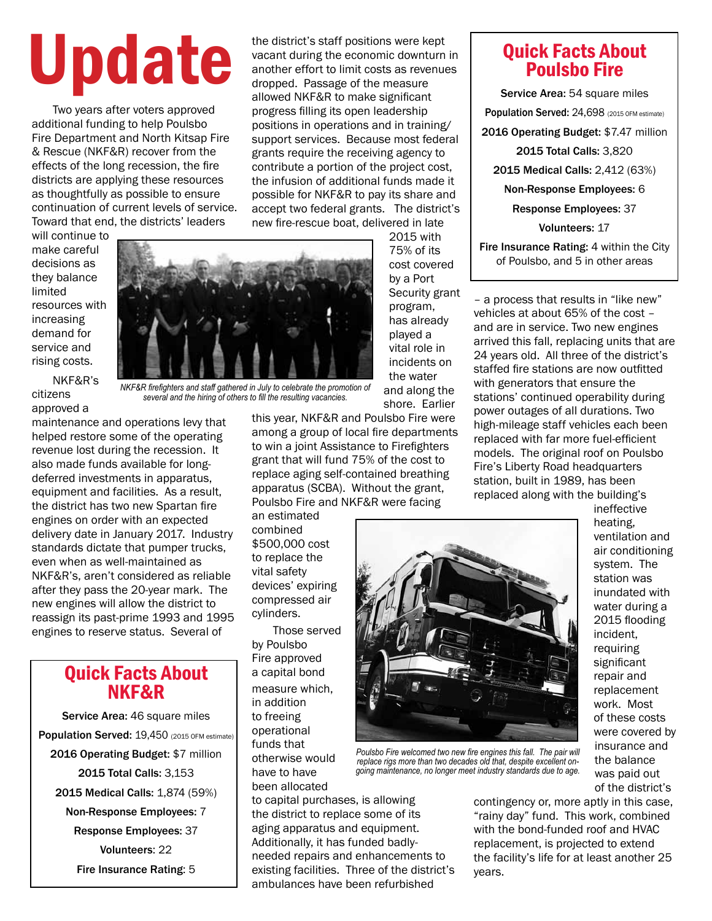# Update

Two years after voters approved additional funding to help Poulsbo Fire Department and North Kitsap Fire & Rescue (NKF&R) recover from the effects of the long recession, the fire districts are applying these resources as thoughtfully as possible to ensure continuation of current levels of service. Toward that end, the districts' leaders will continue to make careful decisions as they balance limited resources with increasing demand for service and rising costs.

NKF&R's citizens approved a maintenance and operations levy that helped restore some of the operating revenue lost during the recession. It also made funds available for long-deferred investments in apparatus, equipment and facilities. As a result, the district has two new Spartan fire engines on order with an expected delivery date in January 2017. Industry standards dictate that pumper trucks, even when as well-maintained as NKF&R's, aren't considered as reliable after they pass the 20-year mark. The new engines will allow the district to reassign its past-prime 1993 and 1995 engines to reserve status. Several of the district's staff positions were kept vacant during the economic downturn in another effort to limit costs as revenues dropped. Passage of the measure allowed NKF&R to make significant progress filling its open leadership positions in operations and in training/support services. Because most federal grants require the receiving agency to contribute a portion of the project cost, the infusion of additional funds made it possible for NKF&R to pay its share and accept two federal grants. The district's new fire-rescue boat, delivered in late 2015 with 75% of its cost covered by a Port Security grant program, has already played a vital role in incidents on the water and along the shore. Earlier this year, NKF&R and Poulsbo Fire were among a group of local fire departments to win a joint Assistance to Firefighters grant that will fund 75% of the cost to replace aging self-contained breathing apparatus (SCBA). Without the grant, Poulsbo Fire and NKF&R were facing an estimated combined $500,000 cost to replace the vital safety devices' expiring compressed air cylinders.

*NKF&R firefighters and staff gathered in July to celebrate the promotion of several and the hiring of others to fill the resulting vacancies.*

Those served by Poulsbo Fire approved a capital bond measure which, in addition to freeing operational funds that otherwise would have to have been allocated to capital purchases, is allowing the district to replace some of its aging apparatus and equipment. Additionally, it has funded badly-needed repairs and enhancements to existing facilities. Three of the district's ambulances have been refurbished – a process that results in "like new" vehicles at about 65% of the cost – and are in service. Two new engines arrived this fall, replacing units that are 24 years old. All three of the district's staffed fire stations are now outfitted with generators that ensure the stations' continued operability during power outages of all durations. Two high-mileage staff vehicles each been replaced with far more fuel-efficient models. The original roof on Poulsbo Fire's Liberty Road headquarters station, built in 1989, has been replaced along with the building's ineffective heating, ventilation and air conditioning system. The station was inundated with water during a 2015 flooding incident, requiring significant repair and replacement work. Most of these costs were covered by insurance and the balance was paid out of the district's contingency or, more aptly in this case, "rainy day" fund. This work, combined with the bond-funded roof and HVAC replacement, is projected to extend the facility's life for at least another 25 years.

*Poulsbo Fire welcomed two new fire engines this fall. The pair will replace rigs more than two decades old that, despite excellent on-going maintenance, no longer meet industry standards due to age.*

## Quick Facts About Poulsbo Fire

**Service Area:** 54 square miles

**Population Served:** 24,698 (2015 OFM estimate)

**2016 Operating Budget:** $7.47 million

**2015 Total Calls:** 3,820

**2015 Medical Calls:** 2,412 (63%)

**Non-Response Employees:** 6

**Response Employees:** 37

**Volunteers:** 17

**Fire Insurance Rating:** 4 within the City of Poulsbo, and 5 in other areas

## Quick Facts About NKF&R

**Service Area:** 46 square miles

**Population Served:** 19,450 (2015 OFM estimate)

**2016 Operating Budget:** $7 million

**2015 Total Calls:** 3,153

**2015 Medical Calls:** 1,874 (59%)

**Non-Response Employees:** 7

**Response Employees:** 37

**Volunteers:** 22

**Fire Insurance Rating:** 5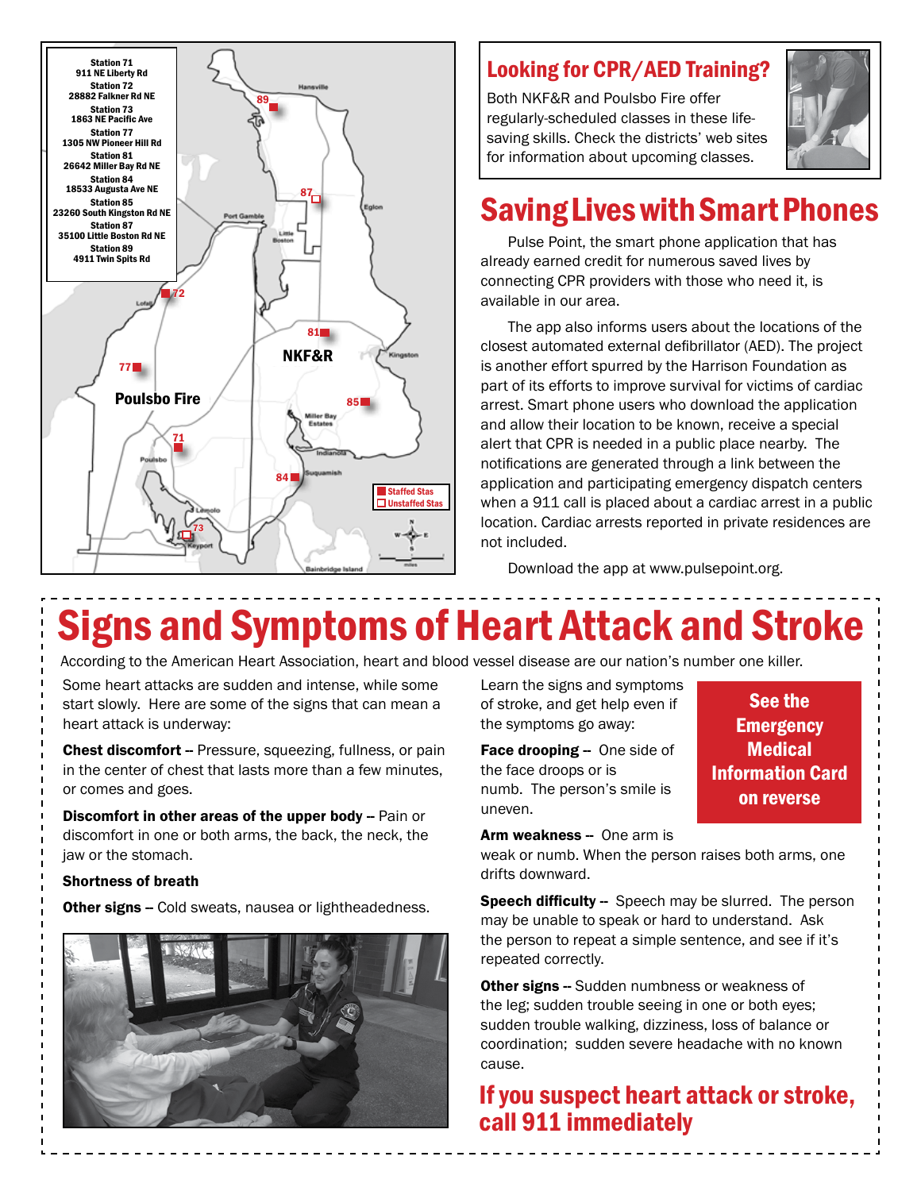Station 71
911 NE Liberty Rd
Station 72
28882 Falkner Rd NE
Station 73
1863 NE Pacific Ave
Station 77
1305 NW Pioneer Hill Rd
Station 81
26642 Miller Bay Rd NE
Station 84
18533 Augusta Ave NE
Station 85
23260 South Kingston Rd NE
Station 87
35100 Little Boston Rd NE
Station 89
4911 Twin Spits Rd

Staffed Stas
Unstaffed Stas

## Looking for CPR/AED Training?

Both NKF&R and Poulsbo Fire offer regularly-scheduled classes in these life-saving skills. Check the districts' web sites for information about upcoming classes.

# Saving Lives with Smart Phones

Pulse Point, the smart phone application that has already earned credit for numerous saved lives by connecting CPR providers with those who need it, is available in our area.

The app also informs users about the locations of the closest automated external defibrillator (AED). The project is another effort spurred by the Harrison Foundation as part of its efforts to improve survival for victims of cardiac arrest. Smart phone users who download the application and allow their location to be known, receive a special alert that CPR is needed in a public place nearby. The notifications are generated through a link between the application and participating emergency dispatch centers when a 911 call is placed about a cardiac arrest in a public location. Cardiac arrests reported in private residences are not included.

Download the app at www.pulsepoint.org.

# Signs and Symptoms of Heart Attack and Stroke

According to the American Heart Association, heart and blood vessel disease are our nation's number one killer.

Some heart attacks are sudden and intense, while some start slowly. Here are some of the signs that can mean a heart attack is underway:

**Chest discomfort** -- Pressure, squeezing, fullness, or pain in the center of chest that lasts more than a few minutes, or comes and goes.

**Discomfort in other areas of the upper body** -- Pain or discomfort in one or both arms, the back, the neck, the jaw or the stomach.

**Shortness of breath**

**Other signs** -- Cold sweats, nausea or lightheadedness.

Learn the signs and symptoms of stroke, and get help even if the symptoms go away:

**See the Emergency Medical Information Card on reverse**

**Face drooping** -- One side of the face droops or is numb. The person's smile is uneven.

**Arm weakness** -- One arm is weak or numb. When the person raises both arms, one drifts downward.

**Speech difficulty** -- Speech may be slurred. The person may be unable to speak or hard to understand. Ask the person to repeat a simple sentence, and see if it's repeated correctly.

**Other signs** -- Sudden numbness or weakness of the leg; sudden trouble seeing in one or both eyes; sudden trouble walking, dizziness, loss of balance or coordination; sudden severe headache with no known cause.

## If you suspect heart attack or stroke, call 911 immediately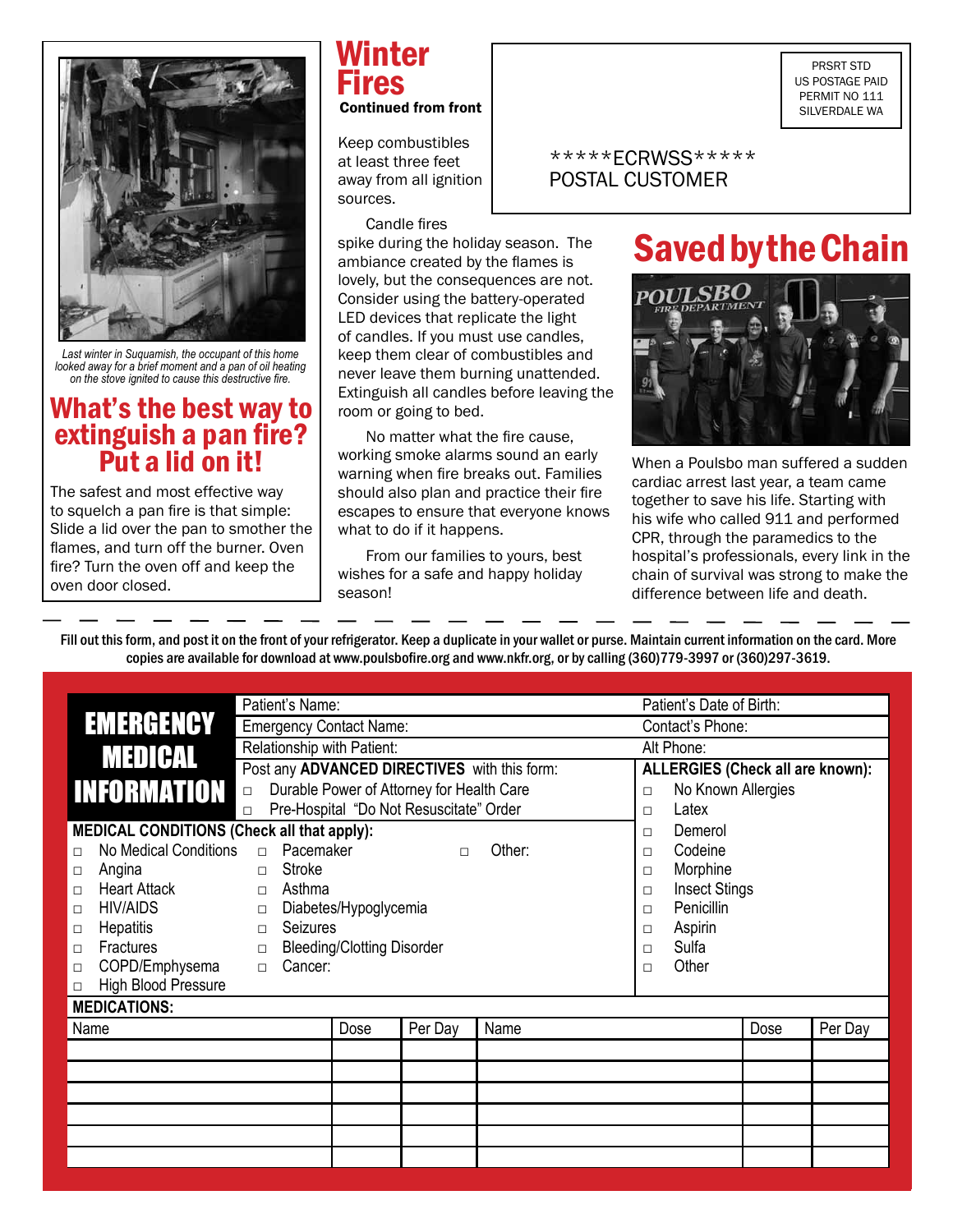*Last winter in Suquamish, the occupant of this home looked away for a brief moment and a pan of oil heating on the stove ignited to cause this destructive fire.*

## What's the best way to extinguish a pan fire? Put a lid on it!

The safest and most effective way to squelch a pan fire is that simple: Slide a lid over the pan to smother the flames, and turn off the burner. Oven fire? Turn the oven off and keep the oven door closed.

## Winter Fires

**Continued from front**

Keep combustibles at least three feet away from all ignition sources.

Candle fires spike during the holiday season. The ambiance created by the flames is lovely, but the consequences are not. Consider using the battery-operated LED devices that replicate the light of candles. If you must use candles, keep them clear of combustibles and never leave them burning unattended. Extinguish all candles before leaving the room or going to bed.

No matter what the fire cause, working smoke alarms sound an early warning when fire breaks out. Families should also plan and practice their fire escapes to ensure that everyone knows what to do if it happens.

From our families to yours, best wishes for a safe and happy holiday season!

PRSRT STD
US POSTAGE PAID
PERMIT NO 111
SILVERDALE WA

\*\*\*\*\*ECRWSS\*\*\*\*\*
POSTAL CUSTOMER

## Saved by the Chain

When a Poulsbo man suffered a sudden cardiac arrest last year, a team came together to save his life. Starting with his wife who called 911 and performed CPR, through the paramedics to the hospital's professionals, every link in the chain of survival was strong to make the difference between life and death.

---

Fill out this form, and post it on the front of your refrigerator. Keep a duplicate in your wallet or purse. Maintain current information on the card. More copies are available for download at www.poulsbofire.org and www.nkfr.org, or by calling (360)779-3997 or (360)297-3619.

## EMERGENCY MEDICAL INFORMATION

Patient's Name: | Patient's Date of Birth:

Emergency Contact Name: | Contact's Phone:

Relationship with Patient: | Alt Phone:

Post any **ADVANCED DIRECTIVES** with this form:
- ☐ Durable Power of Attorney for Health Care
- ☐ Pre-Hospital "Do Not Resuscitate" Order

**ALLERGIES (Check all are known):**
- ☐ No Known Allergies
- ☐ Latex
- ☐ Demerol
- ☐ Codeine
- ☐ Morphine
- ☐ Insect Stings
- ☐ Penicillin
- ☐ Aspirin
- ☐ Sulfa
- ☐ Other

**MEDICAL CONDITIONS (Check all that apply):**
- ☐ No Medical Conditions
- ☐ Angina
- ☐ Heart Attack
- ☐ HIV/AIDS
- ☐ Hepatitis
- ☐ Fractures
- ☐ COPD/Emphysema
- ☐ High Blood Pressure
- ☐ Pacemaker
- ☐ Stroke
- ☐ Asthma
- ☐ Diabetes/Hypoglycemia
- ☐ Seizures
- ☐ Bleeding/Clotting Disorder
- ☐ Cancer:
- ☐ Other:

**MEDICATIONS:**

| Name | Dose | Per Day | Name | Dose | Per Day |
|---|---|---|---|---|---|
| | | | | | |
| | | | | | |
| | | | | | |
| | | | | | |
| | | | | | |
| | | | | | |